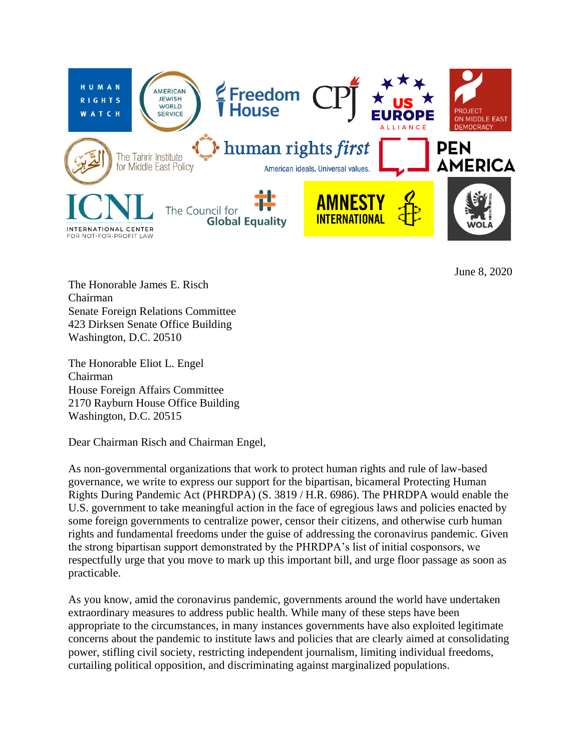June 8, 2020

The Honorable James E. Risch
Chairman
Senate Foreign Relations Committee
423 Dirksen Senate Office Building
Washington, D.C. 20510

The Honorable Eliot L. Engel
Chairman
House Foreign Affairs Committee
2170 Rayburn House Office Building
Washington, D.C. 20515

Dear Chairman Risch and Chairman Engel,

As non-governmental organizations that work to protect human rights and rule of law-based governance, we write to express our support for the bipartisan, bicameral Protecting Human Rights During Pandemic Act (PHRDPA) (S. 3819 / H.R. 6986). The PHRDPA would enable the U.S. government to take meaningful action in the face of egregious laws and policies enacted by some foreign governments to centralize power, censor their citizens, and otherwise curb human rights and fundamental freedoms under the guise of addressing the coronavirus pandemic. Given the strong bipartisan support demonstrated by the PHRDPA's list of initial cosponsors, we respectfully urge that you move to mark up this important bill, and urge floor passage as soon as practicable.

As you know, amid the coronavirus pandemic, governments around the world have undertaken extraordinary measures to address public health. While many of these steps have been appropriate to the circumstances, in many instances governments have also exploited legitimate concerns about the pandemic to institute laws and policies that are clearly aimed at consolidating power, stifling civil society, restricting independent journalism, limiting individual freedoms, curtailing political opposition, and discriminating against marginalized populations.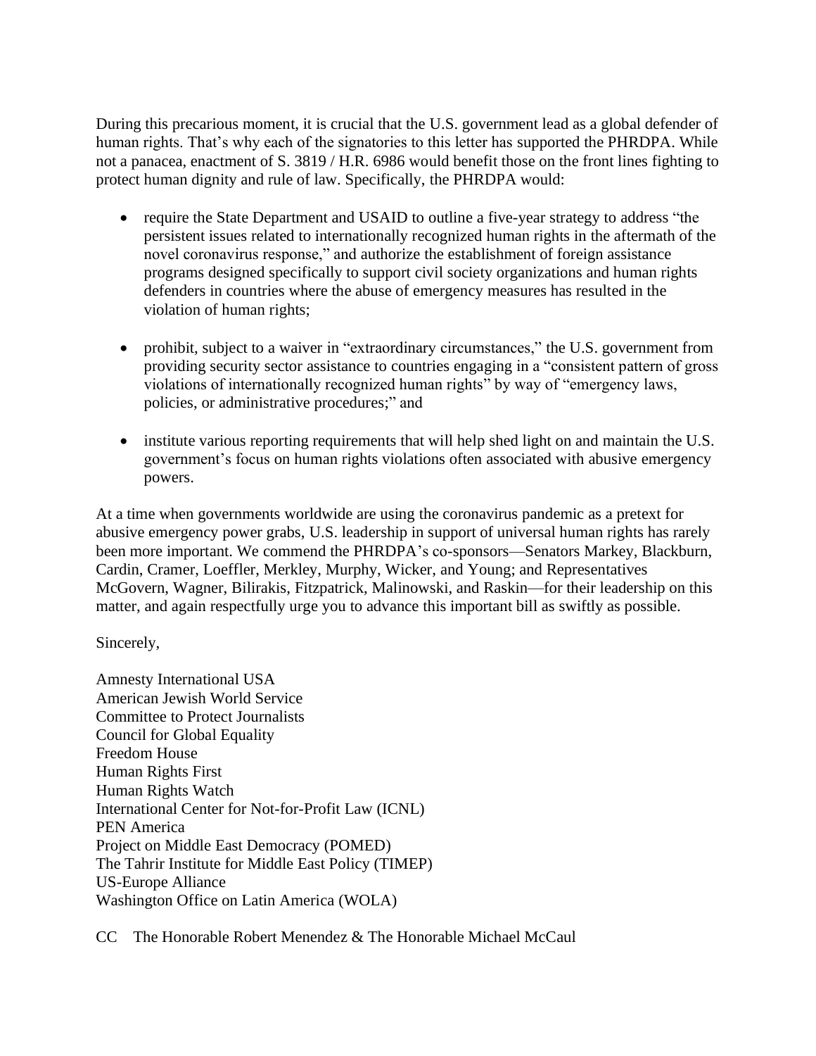During this precarious moment, it is crucial that the U.S. government lead as a global defender of human rights. That's why each of the signatories to this letter has supported the PHRDPA. While not a panacea, enactment of S. 3819 / H.R. 6986 would benefit those on the front lines fighting to protect human dignity and rule of law. Specifically, the PHRDPA would:

- require the State Department and USAID to outline a five-year strategy to address "the persistent issues related to internationally recognized human rights in the aftermath of the novel coronavirus response," and authorize the establishment of foreign assistance programs designed specifically to support civil society organizations and human rights defenders in countries where the abuse of emergency measures has resulted in the violation of human rights;

- prohibit, subject to a waiver in "extraordinary circumstances," the U.S. government from providing security sector assistance to countries engaging in a "consistent pattern of gross violations of internationally recognized human rights" by way of "emergency laws, policies, or administrative procedures;" and

- institute various reporting requirements that will help shed light on and maintain the U.S. government's focus on human rights violations often associated with abusive emergency powers.

At a time when governments worldwide are using the coronavirus pandemic as a pretext for abusive emergency power grabs, U.S. leadership in support of universal human rights has rarely been more important. We commend the PHRDPA's co-sponsors—Senators Markey, Blackburn, Cardin, Cramer, Loeffler, Merkley, Murphy, Wicker, and Young; and Representatives McGovern, Wagner, Bilirakis, Fitzpatrick, Malinowski, and Raskin—for their leadership on this matter, and again respectfully urge you to advance this important bill as swiftly as possible.

Sincerely,

Amnesty International USA
American Jewish World Service
Committee to Protect Journalists
Council for Global Equality
Freedom House
Human Rights First
Human Rights Watch
International Center for Not-for-Profit Law (ICNL)
PEN America
Project on Middle East Democracy (POMED)
The Tahrir Institute for Middle East Policy (TIMEP)
US-Europe Alliance
Washington Office on Latin America (WOLA)

CC The Honorable Robert Menendez & The Honorable Michael McCaul